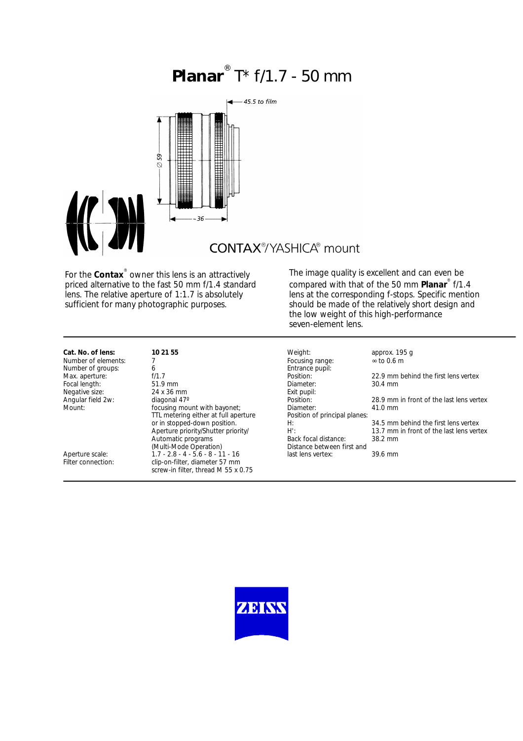# **Planar**® T* f/1.7 - 50 mm

CONTAX®/YASHICA® mount

For the **Contax**® owner this lens is an attractively priced alternative to the fast 50 mm f/1.4 standard lens. The relative aperture of 1:1.7 is absolutely sufficient for many photographic purposes.

The image quality is excellent and can even be compared with that of the 50 mm **Planar**® f/1.4 lens at the corresponding f-stops. Specific mention should be made of the relatively short design and the low weight of this high-performance seven-element lens.

| | |
|---|---|
| **Cat. No. of lens:** | **10 21 55** |
| Number of elements: | 7 |
| Number of groups: | 6 |
| Max. aperture: | f/1.7 |
| Focal length: | 51.9 mm |
| Negative size: | 24 x 36 mm |
| Angular field 2w: | diagonal 47º |
| Mount: | focusing mount with bayonet; TTL metering either at full aperture or in stopped-down position. Aperture priority/Shutter priority/ Automatic programs (Multi-Mode Operation) |
| Aperture scale: | 1.7 - 2.8 - 4 - 5.6 - 8 - 11 - 16 |
| Filter connection: | clip-on-filter, diameter 57 mm screw-in filter, thread M 55 x 0.75 |

| | |
|---|---|
| Weight: | approx. 195 g |
| Focusing range: | ∞ to 0.6 m |
| Entrance pupil: | |
| Position: | 22.9 mm behind the first lens vertex |
| Diameter: | 30.4 mm |
| Exit pupil: | |
| Position: | 28.9 mm in front of the last lens vertex |
| Diameter: | 41.0 mm |
| Position of principal planes: | |
| H: | 34.5 mm behind the first lens vertex |
| H': | 13.7 mm in front of the last lens vertex |
| Back focal distance: | 38.2 mm |
| Distance between first and last lens vertex: | 39.6 mm |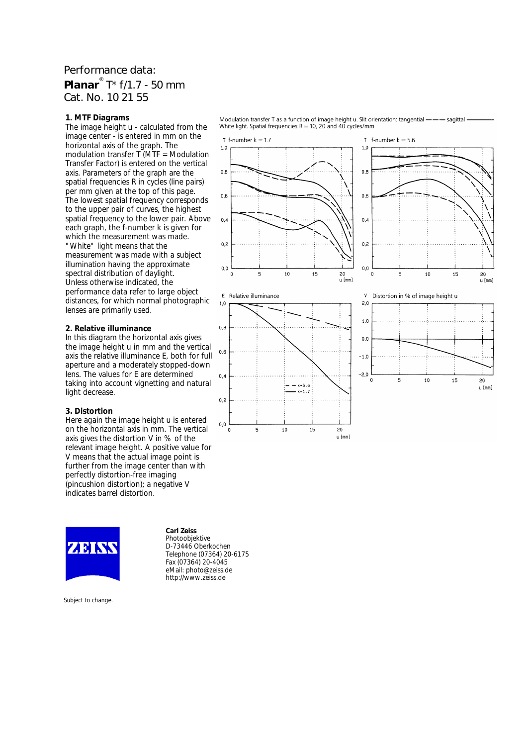Performance data:

# **Planar**® T* f/1.7 - 50 mm

Cat. No. 10 21 55

### 1. MTF Diagrams

The image height u - calculated from the image center - is entered in mm on the horizontal axis of the graph. The modulation transfer T (MTF = Modulation Transfer Factor) is entered on the vertical axis. Parameters of the graph are the spatial frequencies R in cycles (line pairs) per mm given at the top of this page. The lowest spatial frequency corresponds to the upper pair of curves, the highest spatial frequency to the lower pair. Above each graph, the f-number k is given for which the measurement was made. "White" light means that the measurement was made with a subject illumination having the approximate spectral distribution of daylight.
Unless otherwise indicated, the performance data refer to large object distances, for which normal photographic lenses are primarily used.

### 2. Relative illuminance

In this diagram the horizontal axis gives the image height u in mm and the vertical axis the relative illuminance E, both for full aperture and a moderately stopped-down lens. The values for E are determined taking into account vignetting and natural light decrease.

### 3. Distortion

Here again the image height u is entered on the horizontal axis in mm. The vertical axis gives the distortion V in % of the relevant image height. A positive value for V means that the actual image point is further from the image center than with perfectly distortion-free imaging (pincushion distortion); a negative V indicates barrel distortion.

Modulation transfer T as a function of image height u. Slit orientation: tangential — — — sagittal ———
White light. Spatial frequencies R = 10, 20 and 40 cycles/mm

T f-number k = 1.7
1,0
0,8
0,6
0,4
0,2
0,0
0 5 10 15 20
u [mm]

T f-number k = 5.6
1,0
0,8
0,6
0,4
0,2
0,0
0 5 10 15 20
u [mm]

E Relative illuminance
1,0
0,8
0,6
0,4
0,2
0,0
0 5 10 15 20
u [mm]
k=5.6
k=1.7

V Distortion in % of image height u
2,0
1,0
0,0
−1,0
−2,0
0 5 10 15 20
u [mm]

**Carl Zeiss**
Photoobjektive
D-73446 Oberkochen
Telephone (07364) 20-6175
Fax (07364) 20-4045
eMail: photo@zeiss.de
http://www.zeiss.de

Subject to change.